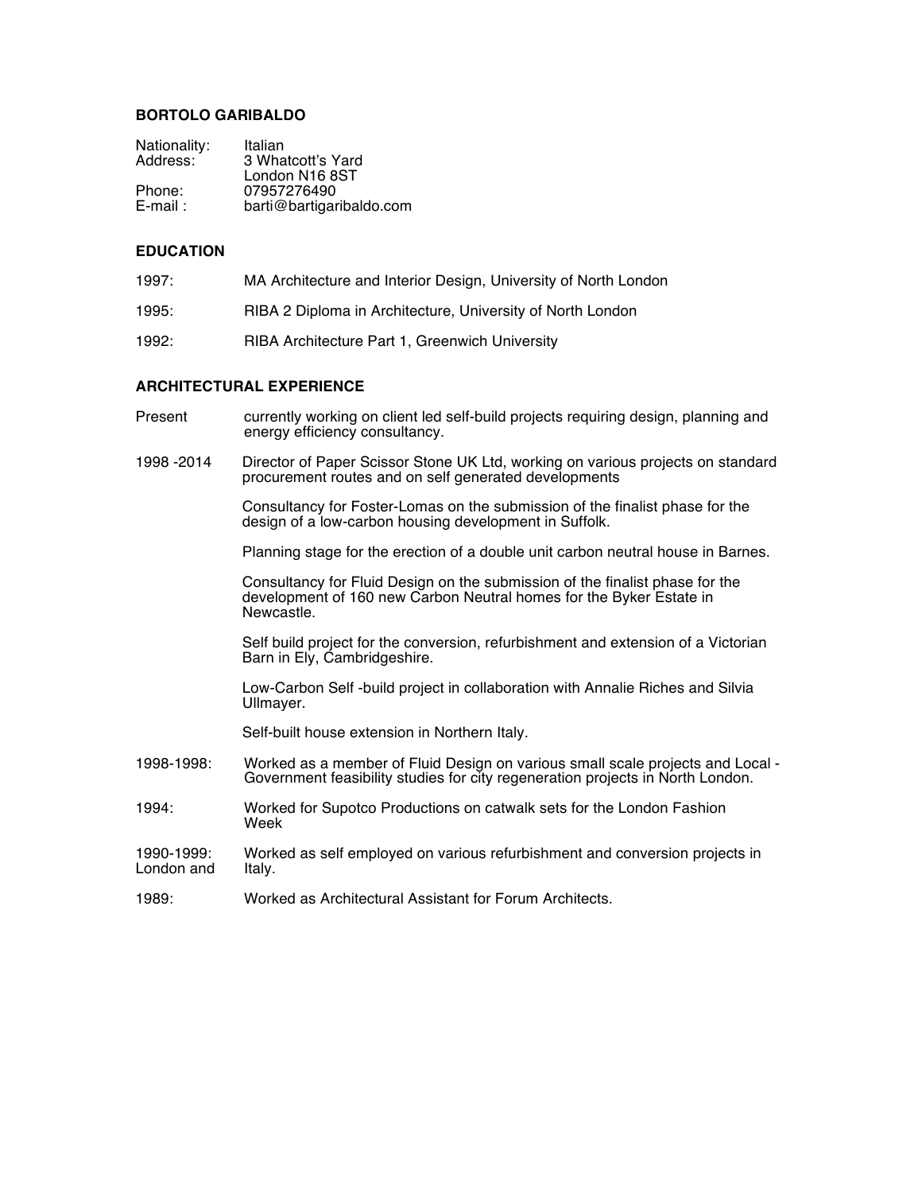**BORTOLO GARIBALDO**

Nationality: Italian
Address: 3 Whatcott's Yard
London N16 8ST
Phone: 07957276490
E-mail : barti@bartigaribaldo.com

**EDUCATION**

1997: MA Architecture and Interior Design, University of North London

1995: RIBA 2 Diploma in Architecture, University of North London

1992: RIBA Architecture Part 1, Greenwich University

**ARCHITECTURAL EXPERIENCE**

Present currently working on client led self-build projects requiring design, planning and energy efficiency consultancy.

1998 -2014 Director of Paper Scissor Stone UK Ltd, working on various projects on standard procurement routes and on self generated developments

Consultancy for Foster-Lomas on the submission of the finalist phase for the design of a low-carbon housing development in Suffolk.

Planning stage for the erection of a double unit carbon neutral house in Barnes.

Consultancy for Fluid Design on the submission of the finalist phase for the development of 160 new Carbon Neutral homes for the Byker Estate in Newcastle.

Self build project for the conversion, refurbishment and extension of a Victorian Barn in Ely, Cambridgeshire.

Low-Carbon Self -build project in collaboration with Annalie Riches and Silvia Ullmayer.

Self-built house extension in Northern Italy.

1998-1998: Worked as a member of Fluid Design on various small scale projects and Local - Government feasibility studies for city regeneration projects in North London.

1994: Worked for Supotco Productions on catwalk sets for the London Fashion Week

1990-1999: London and Worked as self employed on various refurbishment and conversion projects in Italy.

1989: Worked as Architectural Assistant for Forum Architects.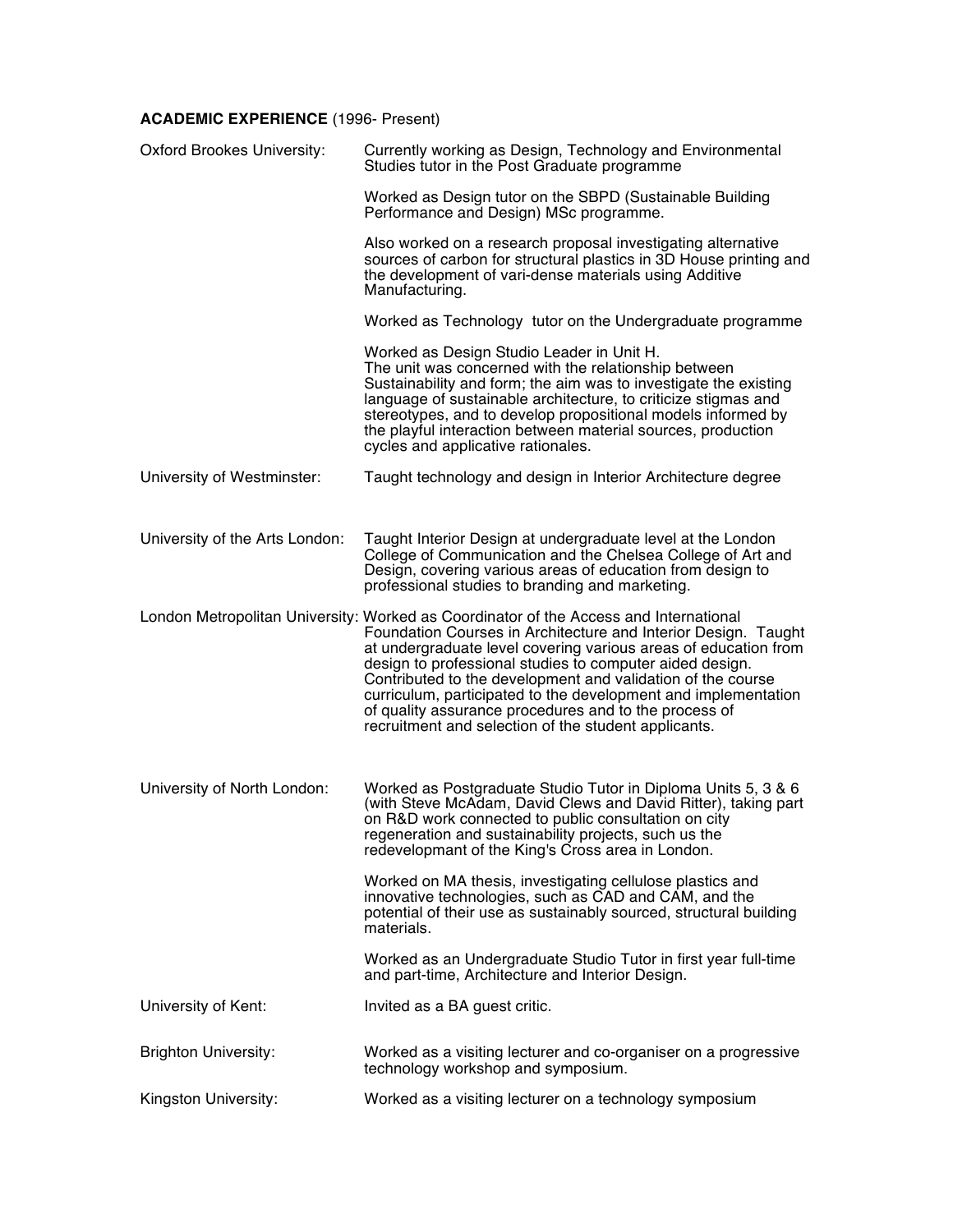**ACADEMIC EXPERIENCE** (1996- Present)

**Oxford Brookes University:**

Currently working as Design, Technology and Environmental Studies tutor in the Post Graduate programme

Worked as Design tutor on the SBPD (Sustainable Building Performance and Design) MSc programme.

Also worked on a research proposal investigating alternative sources of carbon for structural plastics in 3D House printing and the development of vari-dense materials using Additive Manufacturing.

Worked as Technology  tutor on the Undergraduate programme

Worked as Design Studio Leader in Unit H.
The unit was concerned with the relationship between Sustainability and form; the aim was to investigate the existing language of sustainable architecture, to criticize stigmas and stereotypes, and to develop propositional models informed by the playful interaction between material sources, production cycles and applicative rationales.

**University of Westminster:**

Taught technology and design in Interior Architecture degree

**University of the Arts London:**

Taught Interior Design at undergraduate level at the London College of Communication and the Chelsea College of Art and Design, covering various areas of education from design to professional studies to branding and marketing.

**London Metropolitan University:**

Worked as Coordinator of the Access and International Foundation Courses in Architecture and Interior Design. Taught at undergraduate level covering various areas of education from design to professional studies to computer aided design. Contributed to the development and validation of the course curriculum, participated to the development and implementation of quality assurance procedures and to the process of recruitment and selection of the student applicants.

**University of North London:**

Worked as Postgraduate Studio Tutor in Diploma Units 5, 3 & 6 (with Steve McAdam, David Clews and David Ritter), taking part on R&D work connected to public consultation on city regeneration and sustainability projects, such us the redevelopmant of the King's Cross area in London.

Worked on MA thesis, investigating cellulose plastics and innovative technologies, such as CAD and CAM, and the potential of their use as sustainably sourced, structural building materials.

Worked as an Undergraduate Studio Tutor in first year full-time and part-time, Architecture and Interior Design.

**University of Kent:**

Invited as a BA guest critic.

**Brighton University:**

Worked as a visiting lecturer and co-organiser on a progressive technology workshop and symposium.

**Kingston University:**

Worked as a visiting lecturer on a technology symposium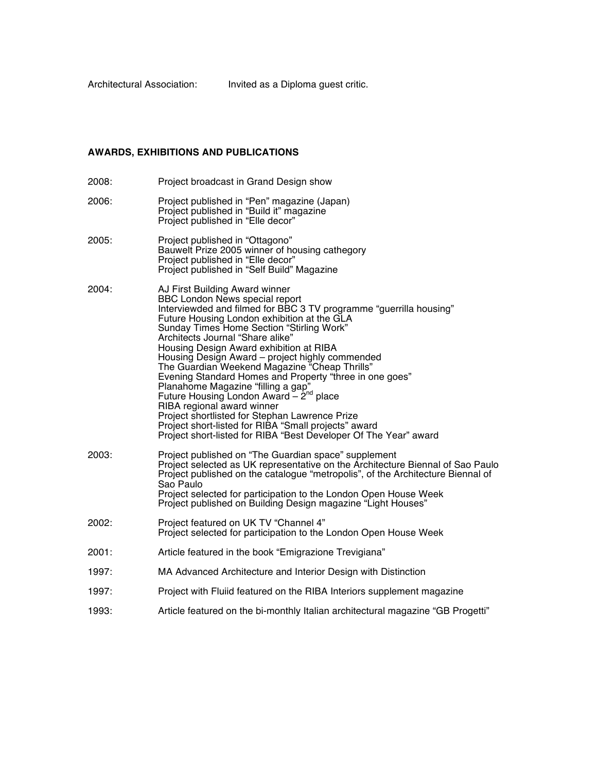Architectural Association: Invited as a Diploma guest critic.

**AWARDS, EXHIBITIONS AND PUBLICATIONS**

2008: Project broadcast in Grand Design show

2006: Project published in "Pen" magazine (Japan)
Project published in "Build it" magazine
Project published in "Elle decor"

2005: Project published in "Ottagono"
Bauwelt Prize 2005 winner of housing cathegory
Project published in "Elle decor"
Project published in "Self Build" Magazine

2004: AJ First Building Award winner
BBC London News special report
Interviewded and filmed for BBC 3 TV programme "guerrilla housing"
Future Housing London exhibition at the GLA
Sunday Times Home Section "Stirling Work"
Architects Journal "Share alike"
Housing Design Award exhibition at RIBA
Housing Design Award – project highly commended
The Guardian Weekend Magazine "Cheap Thrills"
Evening Standard Homes and Property "three in one goes"
Planahome Magazine "filling a gap"
Future Housing London Award – 2nd place
RIBA regional award winner
Project shortlisted for Stephan Lawrence Prize
Project short-listed for RIBA "Small projects" award
Project short-listed for RIBA "Best Developer Of The Year" award

2003: Project published on "The Guardian space" supplement
Project selected as UK representative on the Architecture Biennal of Sao Paulo
Project published on the catalogue "metropolis", of the Architecture Biennal of Sao Paulo
Project selected for participation to the London Open House Week
Project published on Building Design magazine "Light Houses"

2002: Project featured on UK TV "Channel 4"
Project selected for participation to the London Open House Week

2001: Article featured in the book "Emigrazione Trevigiana"

1997: MA Advanced Architecture and Interior Design with Distinction

1997: Project with Fluiid featured on the RIBA Interiors supplement magazine

1993: Article featured on the bi-monthly Italian architectural magazine "GB Progetti"